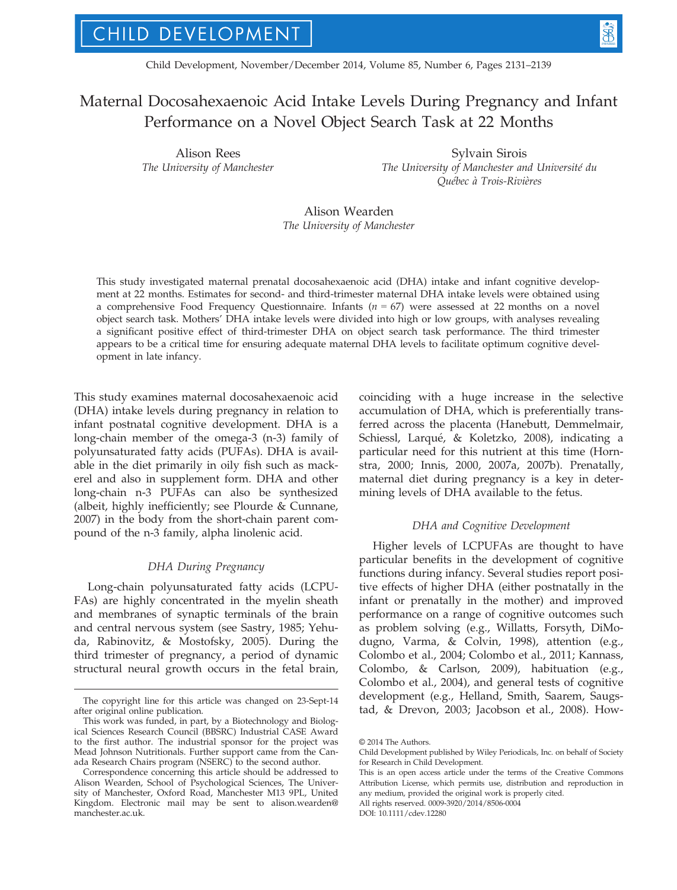# Maternal Docosahexaenoic Acid Intake Levels During Pregnancy and Infant Performance on a Novel Object Search Task at 22 Months

Alison Rees
*The University of Manchester*

Sylvain Sirois
*The University of Manchester and Université du Québec à Trois-Rivières*

Alison Wearden
*The University of Manchester*

This study investigated maternal prenatal docosahexaenoic acid (DHA) intake and infant cognitive development at 22 months. Estimates for second- and third-trimester maternal DHA intake levels were obtained using a comprehensive Food Frequency Questionnaire. Infants ($n = 67$) were assessed at 22 months on a novel object search task. Mothers' DHA intake levels were divided into high or low groups, with analyses revealing a significant positive effect of third-trimester DHA on object search task performance. The third trimester appears to be a critical time for ensuring adequate maternal DHA levels to facilitate optimum cognitive development in late infancy.

This study examines maternal docosahexaenoic acid (DHA) intake levels during pregnancy in relation to infant postnatal cognitive development. DHA is a long-chain member of the omega-3 (n-3) family of polyunsaturated fatty acids (PUFAs). DHA is available in the diet primarily in oily fish such as mackerel and also in supplement form. DHA and other long-chain n-3 PUFAs can also be synthesized (albeit, highly inefficiently; see Plourde & Cunnane, 2007) in the body from the short-chain parent compound of the n-3 family, alpha linolenic acid.

### *DHA During Pregnancy*

Long-chain polyunsaturated fatty acids (LCPUFAs) are highly concentrated in the myelin sheath and membranes of synaptic terminals of the brain and central nervous system (see Sastry, 1985; Yehuda, Rabinovitz, & Mostofsky, 2005). During the third trimester of pregnancy, a period of dynamic structural neural growth occurs in the fetal brain, coinciding with a huge increase in the selective accumulation of DHA, which is preferentially transferred across the placenta (Hanebutt, Demmelmair, Schiessl, Larqué, & Koletzko, 2008), indicating a particular need for this nutrient at this time (Hornstra, 2000; Innis, 2000, 2007a, 2007b). Prenatally, maternal diet during pregnancy is a key in determining levels of DHA available to the fetus.

### *DHA and Cognitive Development*

Higher levels of LCPUFAs are thought to have particular benefits in the development of cognitive functions during infancy. Several studies report positive effects of higher DHA (either postnatally in the infant or prenatally in the mother) and improved performance on a range of cognitive outcomes such as problem solving (e.g., Willatts, Forsyth, DiModugno, Varma, & Colvin, 1998), attention (e.g., Colombo et al., 2004; Colombo et al., 2011; Kannass, Colombo, & Carlson, 2009), habituation (e.g., Colombo et al., 2004), and general tests of cognitive development (e.g., Helland, Smith, Saarem, Saugstad, & Drevon, 2003; Jacobson et al., 2008). How-

---

The copyright line for this article was changed on 23-Sept-14 after original online publication.

This work was funded, in part, by a Biotechnology and Biological Sciences Research Council (BBSRC) Industrial CASE Award to the first author. The industrial sponsor for the project was Mead Johnson Nutritionals. Further support came from the Canada Research Chairs program (NSERC) to the second author.

Correspondence concerning this article should be addressed to Alison Wearden, School of Psychological Sciences, The University of Manchester, Oxford Road, Manchester M13 9PL, United Kingdom. Electronic mail may be sent to alison.wearden@manchester.ac.uk.

© 2014 The Authors.
Child Development published by Wiley Periodicals, Inc. on behalf of Society for Research in Child Development.
This is an open access article under the terms of the Creative Commons Attribution License, which permits use, distribution and reproduction in any medium, provided the original work is properly cited.
All rights reserved. 0009-3920/2014/8506-0004
DOI: 10.1111/cdev.12280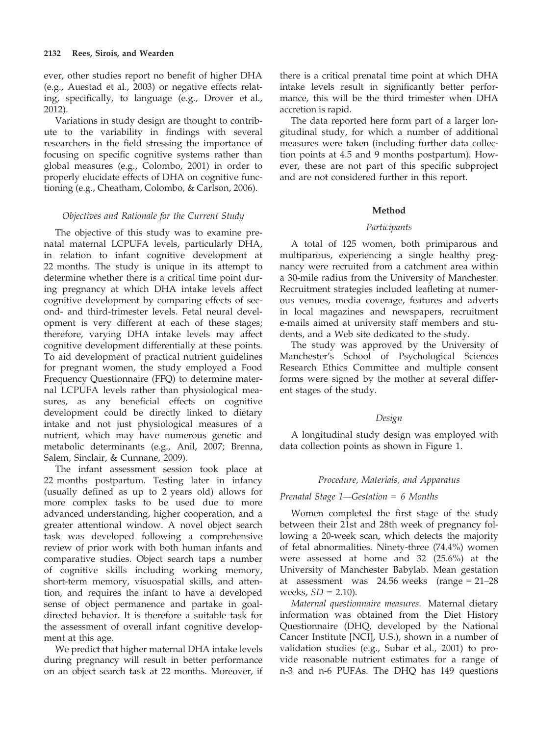ever, other studies report no benefit of higher DHA (e.g., Auestad et al., 2003) or negative effects relating, specifically, to language (e.g., Drover et al., 2012).

Variations in study design are thought to contribute to the variability in findings with several researchers in the field stressing the importance of focusing on specific cognitive systems rather than global measures (e.g., Colombo, 2001) in order to properly elucidate effects of DHA on cognitive functioning (e.g., Cheatham, Colombo, & Carlson, 2006).

### *Objectives and Rationale for the Current Study*

The objective of this study was to examine prenatal maternal LCPUFA levels, particularly DHA, in relation to infant cognitive development at 22 months. The study is unique in its attempt to determine whether there is a critical time point during pregnancy at which DHA intake levels affect cognitive development by comparing effects of second- and third-trimester levels. Fetal neural development is very different at each of these stages; therefore, varying DHA intake levels may affect cognitive development differentially at these points. To aid development of practical nutrient guidelines for pregnant women, the study employed a Food Frequency Questionnaire (FFQ) to determine maternal LCPUFA levels rather than physiological measures, as any beneficial effects on cognitive development could be directly linked to dietary intake and not just physiological measures of a nutrient, which may have numerous genetic and metabolic determinants (e.g., Anil, 2007; Brenna, Salem, Sinclair, & Cunnane, 2009).

The infant assessment session took place at 22 months postpartum. Testing later in infancy (usually defined as up to 2 years old) allows for more complex tasks to be used due to more advanced understanding, higher cooperation, and a greater attentional window. A novel object search task was developed following a comprehensive review of prior work with both human infants and comparative studies. Object search taps a number of cognitive skills including working memory, short-term memory, visuospatial skills, and attention, and requires the infant to have a developed sense of object permanence and partake in goal-directed behavior. It is therefore a suitable task for the assessment of overall infant cognitive development at this age.

We predict that higher maternal DHA intake levels during pregnancy will result in better performance on an object search task at 22 months. Moreover, if there is a critical prenatal time point at which DHA intake levels result in significantly better performance, this will be the third trimester when DHA accretion is rapid.

The data reported here form part of a larger longitudinal study, for which a number of additional measures were taken (including further data collection points at 4.5 and 9 months postpartum). However, these are not part of this specific subproject and are not considered further in this report.

## Method

### *Participants*

A total of 125 women, both primiparous and multiparous, experiencing a single healthy pregnancy were recruited from a catchment area within a 30-mile radius from the University of Manchester. Recruitment strategies included leafleting at numerous venues, media coverage, features and adverts in local magazines and newspapers, recruitment e-mails aimed at university staff members and students, and a Web site dedicated to the study.

The study was approved by the University of Manchester's School of Psychological Sciences Research Ethics Committee and multiple consent forms were signed by the mother at several different stages of the study.

### *Design*

A longitudinal study design was employed with data collection points as shown in Figure 1.

### *Procedure, Materials, and Apparatus*

#### *Prenatal Stage 1—Gestation = 6 Months*

Women completed the first stage of the study between their 21st and 28th week of pregnancy following a 20-week scan, which detects the majority of fetal abnormalities. Ninety-three (74.4%) women were assessed at home and 32 (25.6%) at the University of Manchester Babylab. Mean gestation at assessment was 24.56 weeks (range = 21–28 weeks, $SD = 2.10$).

*Maternal questionnaire measures.* Maternal dietary information was obtained from the Diet History Questionnaire (DHQ, developed by the National Cancer Institute [NCI], U.S.), shown in a number of validation studies (e.g., Subar et al., 2001) to provide reasonable nutrient estimates for a range of n-3 and n-6 PUFAs. The DHQ has 149 questions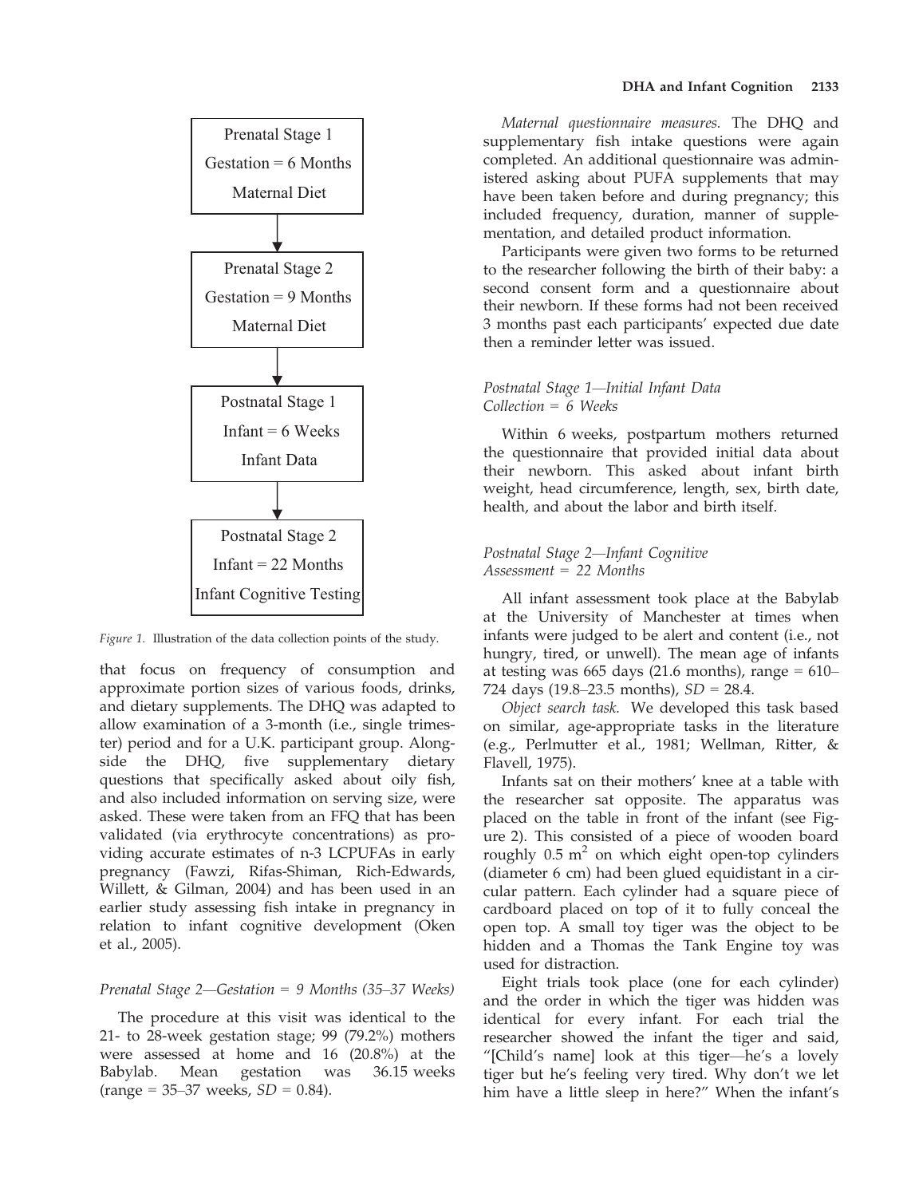Prenatal Stage 1
Gestation = 6 Months
Maternal Diet

↓

Prenatal Stage 2
Gestation = 9 Months
Maternal Diet

↓

Postnatal Stage 1
Infant = 6 Weeks
Infant Data

↓

Postnatal Stage 2
Infant = 22 Months
Infant Cognitive Testing

*Figure 1.* Illustration of the data collection points of the study.

that focus on frequency of consumption and approximate portion sizes of various foods, drinks, and dietary supplements. The DHQ was adapted to allow examination of a 3-month (i.e., single trimester) period and for a U.K. participant group. Alongside the DHQ, five supplementary dietary questions that specifically asked about oily fish, and also included information on serving size, were asked. These were taken from an FFQ that has been validated (via erythrocyte concentrations) as providing accurate estimates of n-3 LCPUFAs in early pregnancy (Fawzi, Rifas-Shiman, Rich-Edwards, Willett, & Gilman, 2004) and has been used in an earlier study assessing fish intake in pregnancy in relation to infant cognitive development (Oken et al., 2005).

### *Prenatal Stage 2—Gestation = 9 Months (35–37 Weeks)*

The procedure at this visit was identical to the 21- to 28-week gestation stage; 99 (79.2%) mothers were assessed at home and 16 (20.8%) at the Babylab. Mean gestation was 36.15 weeks (range = 35–37 weeks, $SD = 0.84$).

*Maternal questionnaire measures.* The DHQ and supplementary fish intake questions were again completed. An additional questionnaire was administered asking about PUFA supplements that may have been taken before and during pregnancy; this included frequency, duration, manner of supplementation, and detailed product information.

Participants were given two forms to be returned to the researcher following the birth of their baby: a second consent form and a questionnaire about their newborn. If these forms had not been received 3 months past each participants' expected due date then a reminder letter was issued.

### *Postnatal Stage 1—Initial Infant Data Collection = 6 Weeks*

Within 6 weeks, postpartum mothers returned the questionnaire that provided initial data about their newborn. This asked about infant birth weight, head circumference, length, sex, birth date, health, and about the labor and birth itself.

### *Postnatal Stage 2—Infant Cognitive Assessment = 22 Months*

All infant assessment took place at the Babylab at the University of Manchester at times when infants were judged to be alert and content (i.e., not hungry, tired, or unwell). The mean age of infants at testing was 665 days (21.6 months), range = 610–724 days (19.8–23.5 months), $SD = 28.4$.

*Object search task.* We developed this task based on similar, age-appropriate tasks in the literature (e.g., Perlmutter et al., 1981; Wellman, Ritter, & Flavell, 1975).

Infants sat on their mothers' knee at a table with the researcher sat opposite. The apparatus was placed on the table in front of the infant (see Figure 2). This consisted of a piece of wooden board roughly 0.5 $m^2$ on which eight open-top cylinders (diameter 6 cm) had been glued equidistant in a circular pattern. Each cylinder had a square piece of cardboard placed on top of it to fully conceal the open top. A small toy tiger was the object to be hidden and a Thomas the Tank Engine toy was used for distraction.

Eight trials took place (one for each cylinder) and the order in which the tiger was hidden was identical for every infant. For each trial the researcher showed the infant the tiger and said, "[Child's name] look at this tiger—he's a lovely tiger but he's feeling very tired. Why don't we let him have a little sleep in here?" When the infant's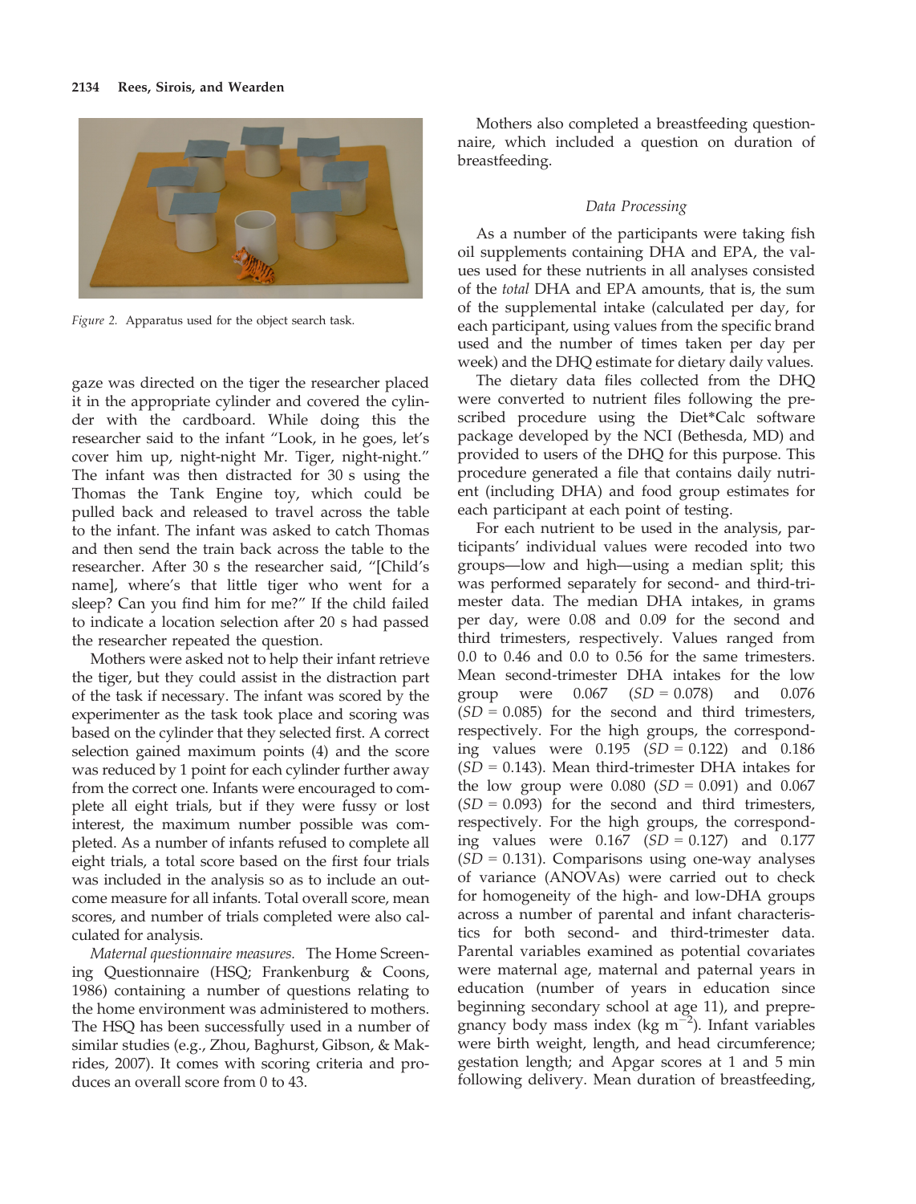Figure 2. Apparatus used for the object search task.

gaze was directed on the tiger the researcher placed it in the appropriate cylinder and covered the cylinder with the cardboard. While doing this the researcher said to the infant "Look, in he goes, let's cover him up, night-night Mr. Tiger, night-night." The infant was then distracted for 30 s using the Thomas the Tank Engine toy, which could be pulled back and released to travel across the table to the infant. The infant was asked to catch Thomas and then send the train back across the table to the researcher. After 30 s the researcher said, "[Child's name], where's that little tiger who went for a sleep? Can you find him for me?" If the child failed to indicate a location selection after 20 s had passed the researcher repeated the question.

Mothers were asked not to help their infant retrieve the tiger, but they could assist in the distraction part of the task if necessary. The infant was scored by the experimenter as the task took place and scoring was based on the cylinder that they selected first. A correct selection gained maximum points (4) and the score was reduced by 1 point for each cylinder further away from the correct one. Infants were encouraged to complete all eight trials, but if they were fussy or lost interest, the maximum number possible was completed. As a number of infants refused to complete all eight trials, a total score based on the first four trials was included in the analysis so as to include an outcome measure for all infants. Total overall score, mean scores, and number of trials completed were also calculated for analysis.

*Maternal questionnaire measures.* The Home Screening Questionnaire (HSQ; Frankenburg & Coons, 1986) containing a number of questions relating to the home environment was administered to mothers. The HSQ has been successfully used in a number of similar studies (e.g., Zhou, Baghurst, Gibson, & Makrides, 2007). It comes with scoring criteria and produces an overall score from 0 to 43.

Mothers also completed a breastfeeding questionnaire, which included a question on duration of breastfeeding.

### *Data Processing*

As a number of the participants were taking fish oil supplements containing DHA and EPA, the values used for these nutrients in all analyses consisted of the *total* DHA and EPA amounts, that is, the sum of the supplemental intake (calculated per day, for each participant, using values from the specific brand used and the number of times taken per day per week) and the DHQ estimate for dietary daily values.

The dietary data files collected from the DHQ were converted to nutrient files following the prescribed procedure using the Diet*Calc software package developed by the NCI (Bethesda, MD) and provided to users of the DHQ for this purpose. This procedure generated a file that contains daily nutrient (including DHA) and food group estimates for each participant at each point of testing.

For each nutrient to be used in the analysis, participants' individual values were recoded into two groups—low and high—using a median split; this was performed separately for second- and third-trimester data. The median DHA intakes, in grams per day, were 0.08 and 0.09 for the second and third trimesters, respectively. Values ranged from 0.0 to 0.46 and 0.0 to 0.56 for the same trimesters. Mean second-trimester DHA intakes for the low group were 0.067 ($SD$ = 0.078) and 0.076 ($SD$ = 0.085) for the second and third trimesters, respectively. For the high groups, the corresponding values were 0.195 ($SD$ = 0.122) and 0.186 ($SD$ = 0.143). Mean third-trimester DHA intakes for the low group were 0.080 ($SD$ = 0.091) and 0.067 ($SD$ = 0.093) for the second and third trimesters, respectively. For the high groups, the corresponding values were 0.167 ($SD$ = 0.127) and 0.177 ($SD$ = 0.131). Comparisons using one-way analyses of variance (ANOVAs) were carried out to check for homogeneity of the high- and low-DHA groups across a number of parental and infant characteristics for both second- and third-trimester data. Parental variables examined as potential covariates were maternal age, maternal and paternal years in education (number of years in education since beginning secondary school at age 11), and prepregnancy body mass index (kg $m^{-2}$). Infant variables were birth weight, length, and head circumference; gestation length; and Apgar scores at 1 and 5 min following delivery. Mean duration of breastfeeding,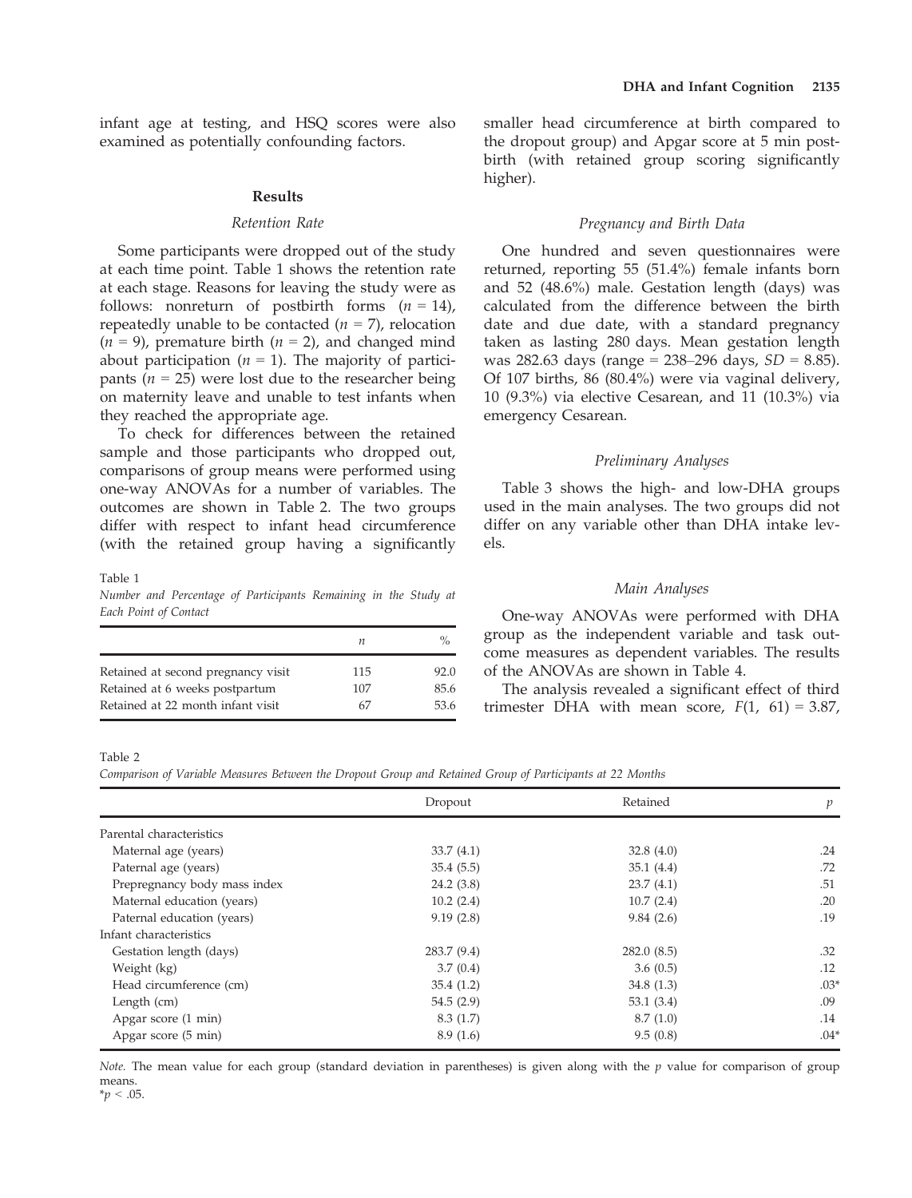infant age at testing, and HSQ scores were also examined as potentially confounding factors.

## Results

### Retention Rate

Some participants were dropped out of the study at each time point. Table 1 shows the retention rate at each stage. Reasons for leaving the study were as follows: nonreturn of postbirth forms ($n$ = 14), repeatedly unable to be contacted ($n$ = 7), relocation ($n$ = 9), premature birth ($n$ = 2), and changed mind about participation ($n$ = 1). The majority of participants ($n$ = 25) were lost due to the researcher being on maternity leave and unable to test infants when they reached the appropriate age.

To check for differences between the retained sample and those participants who dropped out, comparisons of group means were performed using one-way ANOVAs for a number of variables. The outcomes are shown in Table 2. The two groups differ with respect to infant head circumference (with the retained group having a significantly smaller head circumference at birth compared to the dropout group) and Apgar score at 5 min postbirth (with retained group scoring significantly higher).

Table 1

*Number and Percentage of Participants Remaining in the Study at Each Point of Contact*

| | $n$ | % |
|---|---|---|
| Retained at second pregnancy visit | 115 | 92.0 |
| Retained at 6 weeks postpartum | 107 | 85.6 |
| Retained at 22 month infant visit | 67 | 53.6 |

### Pregnancy and Birth Data

One hundred and seven questionnaires were returned, reporting 55 (51.4%) female infants born and 52 (48.6%) male. Gestation length (days) was calculated from the difference between the birth date and due date, with a standard pregnancy taken as lasting 280 days. Mean gestation length was 282.63 days (range = 238–296 days, $SD$ = 8.85). Of 107 births, 86 (80.4%) were via vaginal delivery, 10 (9.3%) via elective Cesarean, and 11 (10.3%) via emergency Cesarean.

### Preliminary Analyses

Table 3 shows the high- and low-DHA groups used in the main analyses. The two groups did not differ on any variable other than DHA intake levels.

### Main Analyses

One-way ANOVAs were performed with DHA group as the independent variable and task outcome measures as dependent variables. The results of the ANOVAs are shown in Table 4.

The analysis revealed a significant effect of third trimester DHA with mean score, $F(1,\ 61)$ = 3.87,

Table 2

*Comparison of Variable Measures Between the Dropout Group and Retained Group of Participants at 22 Months*

| | Dropout | Retained | $p$ |
|---|---|---|---|
| Parental characteristics | | | |
| Maternal age (years) | 33.7 (4.1) | 32.8 (4.0) | .24 |
| Paternal age (years) | 35.4 (5.5) | 35.1 (4.4) | .72 |
| Prepregnancy body mass index | 24.2 (3.8) | 23.7 (4.1) | .51 |
| Maternal education (years) | 10.2 (2.4) | 10.7 (2.4) | .20 |
| Paternal education (years) | 9.19 (2.8) | 9.84 (2.6) | .19 |
| Infant characteristics | | | |
| Gestation length (days) | 283.7 (9.4) | 282.0 (8.5) | .32 |
| Weight (kg) | 3.7 (0.4) | 3.6 (0.5) | .12 |
| Head circumference (cm) | 35.4 (1.2) | 34.8 (1.3) | .03* |
| Length (cm) | 54.5 (2.9) | 53.1 (3.4) | .09 |
| Apgar score (1 min) | 8.3 (1.7) | 8.7 (1.0) | .14 |
| Apgar score (5 min) | 8.9 (1.6) | 9.5 (0.8) | .04* |

*Note.* The mean value for each group (standard deviation in parentheses) is given along with the $p$ value for comparison of group means.
*$p < .05$.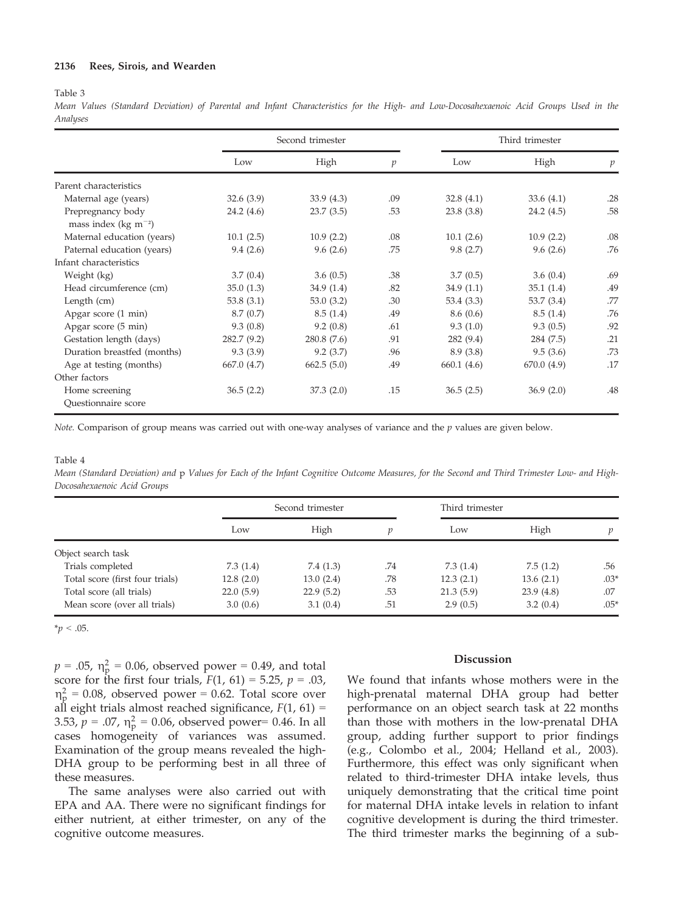Table 3

*Mean Values (Standard Deviation) of Parental and Infant Characteristics for the High- and Low-Docosahexaenoic Acid Groups Used in the Analyses*

| | Second trimester | | | Third trimester | | |
|---|---|---|---|---|---|---|
| | Low | High | *p* | Low | High | *p* |
| Parent characteristics | | | | | | |
| Maternal age (years) | 32.6 (3.9) | 33.9 (4.3) | .09 | 32.8 (4.1) | 33.6 (4.1) | .28 |
| Prepregnancy body mass index (kg $m^{-2}$) | 24.2 (4.6) | 23.7 (3.5) | .53 | 23.8 (3.8) | 24.2 (4.5) | .58 |
| Maternal education (years) | 10.1 (2.5) | 10.9 (2.2) | .08 | 10.1 (2.6) | 10.9 (2.2) | .08 |
| Paternal education (years) | 9.4 (2.6) | 9.6 (2.6) | .75 | 9.8 (2.7) | 9.6 (2.6) | .76 |
| Infant characteristics | | | | | | |
| Weight (kg) | 3.7 (0.4) | 3.6 (0.5) | .38 | 3.7 (0.5) | 3.6 (0.4) | .69 |
| Head circumference (cm) | 35.0 (1.3) | 34.9 (1.4) | .82 | 34.9 (1.1) | 35.1 (1.4) | .49 |
| Length (cm) | 53.8 (3.1) | 53.0 (3.2) | .30 | 53.4 (3.3) | 53.7 (3.4) | .77 |
| Apgar score (1 min) | 8.7 (0.7) | 8.5 (1.4) | .49 | 8.6 (0.6) | 8.5 (1.4) | .76 |
| Apgar score (5 min) | 9.3 (0.8) | 9.2 (0.8) | .61 | 9.3 (1.0) | 9.3 (0.5) | .92 |
| Gestation length (days) | 282.7 (9.2) | 280.8 (7.6) | .91 | 282 (9.4) | 284 (7.5) | .21 |
| Duration breastfed (months) | 9.3 (3.9) | 9.2 (3.7) | .96 | 8.9 (3.8) | 9.5 (3.6) | .73 |
| Age at testing (months) | 667.0 (4.7) | 662.5 (5.0) | .49 | 660.1 (4.6) | 670.0 (4.9) | .17 |
| Other factors | | | | | | |
| Home screening Questionnaire score | 36.5 (2.2) | 37.3 (2.0) | .15 | 36.5 (2.5) | 36.9 (2.0) | .48 |

*Note.* Comparison of group means was carried out with one-way analyses of variance and the *p* values are given below.

Table 4

*Mean (Standard Deviation) and* p *Values for Each of the Infant Cognitive Outcome Measures, for the Second and Third Trimester Low- and High-Docosahexaenoic Acid Groups*

| | Second trimester | | | Third trimester | | |
|---|---|---|---|---|---|---|
| | Low | High | *p* | Low | High | *p* |
| Object search task | | | | | | |
| Trials completed | 7.3 (1.4) | 7.4 (1.3) | .74 | 7.3 (1.4) | 7.5 (1.2) | .56 |
| Total score (first four trials) | 12.8 (2.0) | 13.0 (2.4) | .78 | 12.3 (2.1) | 13.6 (2.1) | .03* |
| Total score (all trials) | 22.0 (5.9) | 22.9 (5.2) | .53 | 21.3 (5.9) | 23.9 (4.8) | .07 |
| Mean score (over all trials) | 3.0 (0.6) | 3.1 (0.4) | .51 | 2.9 (0.5) | 3.2 (0.4) | .05* |

*$p < .05$.

$p = .05$, $\eta_p^2 = 0.06$, observed power = 0.49, and total score for the first four trials, $F(1, 61) = 5.25$, $p = .03$, $\eta_p^2 = 0.08$, observed power = 0.62. Total score over all eight trials almost reached significance, $F(1, 61) = 3.53$, $p = .07$, $\eta_p^2 = 0.06$, observed power= 0.46. In all cases homogeneity of variances was assumed. Examination of the group means revealed the high-DHA group to be performing best in all three of these measures.

The same analyses were also carried out with EPA and AA. There were no significant findings for either nutrient, at either trimester, on any of the cognitive outcome measures.

## Discussion

We found that infants whose mothers were in the high-prenatal maternal DHA group had better performance on an object search task at 22 months than those with mothers in the low-prenatal DHA group, adding further support to prior findings (e.g., Colombo et al., 2004; Helland et al., 2003). Furthermore, this effect was only significant when related to third-trimester DHA intake levels, thus uniquely demonstrating that the critical time point for maternal DHA intake levels in relation to infant cognitive development is during the third trimester. The third trimester marks the beginning of a sub-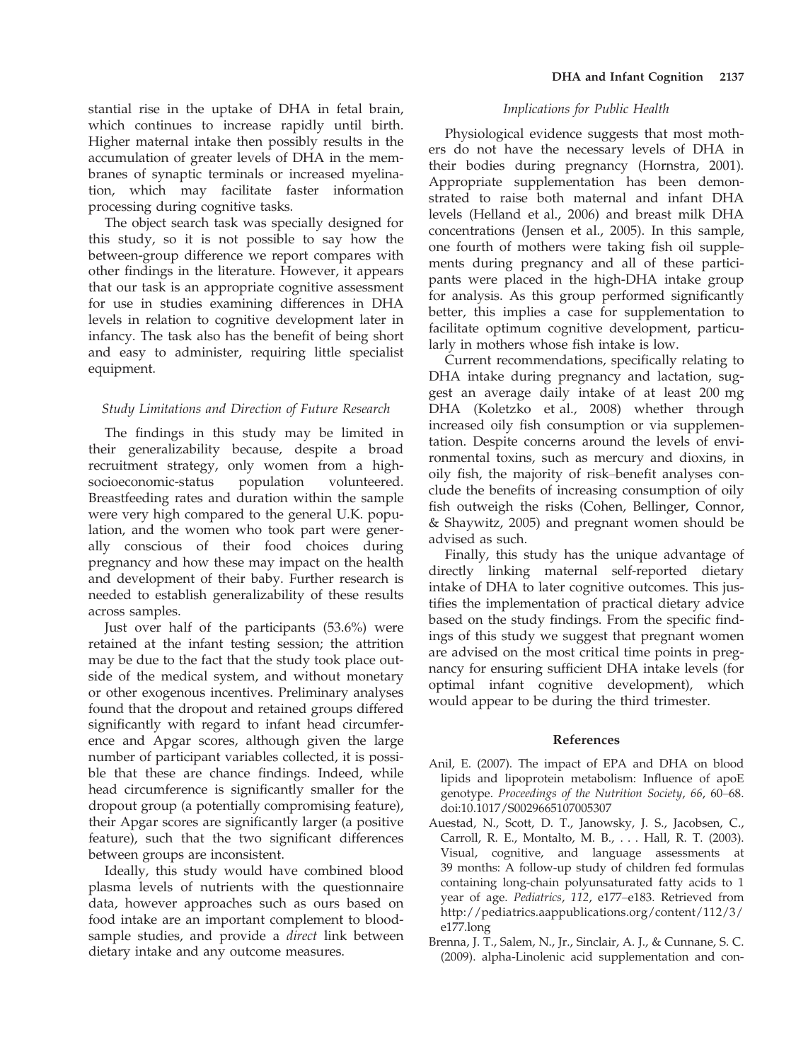stantial rise in the uptake of DHA in fetal brain, which continues to increase rapidly until birth. Higher maternal intake then possibly results in the accumulation of greater levels of DHA in the membranes of synaptic terminals or increased myelination, which may facilitate faster information processing during cognitive tasks.

The object search task was specially designed for this study, so it is not possible to say how the between-group difference we report compares with other findings in the literature. However, it appears that our task is an appropriate cognitive assessment for use in studies examining differences in DHA levels in relation to cognitive development later in infancy. The task also has the benefit of being short and easy to administer, requiring little specialist equipment.

### *Study Limitations and Direction of Future Research*

The findings in this study may be limited in their generalizability because, despite a broad recruitment strategy, only women from a high-socioeconomic-status population volunteered. Breastfeeding rates and duration within the sample were very high compared to the general U.K. population, and the women who took part were generally conscious of their food choices during pregnancy and how these may impact on the health and development of their baby. Further research is needed to establish generalizability of these results across samples.

Just over half of the participants (53.6%) were retained at the infant testing session; the attrition may be due to the fact that the study took place outside of the medical system, and without monetary or other exogenous incentives. Preliminary analyses found that the dropout and retained groups differed significantly with regard to infant head circumference and Apgar scores, although given the large number of participant variables collected, it is possible that these are chance findings. Indeed, while head circumference is significantly smaller for the dropout group (a potentially compromising feature), their Apgar scores are significantly larger (a positive feature), such that the two significant differences between groups are inconsistent.

Ideally, this study would have combined blood plasma levels of nutrients with the questionnaire data, however approaches such as ours based on food intake are an important complement to blood-sample studies, and provide a *direct* link between dietary intake and any outcome measures.

### *Implications for Public Health*

Physiological evidence suggests that most mothers do not have the necessary levels of DHA in their bodies during pregnancy (Hornstra, 2001). Appropriate supplementation has been demonstrated to raise both maternal and infant DHA levels (Helland et al., 2006) and breast milk DHA concentrations (Jensen et al., 2005). In this sample, one fourth of mothers were taking fish oil supplements during pregnancy and all of these participants were placed in the high-DHA intake group for analysis. As this group performed significantly better, this implies a case for supplementation to facilitate optimum cognitive development, particularly in mothers whose fish intake is low.

Current recommendations, specifically relating to DHA intake during pregnancy and lactation, suggest an average daily intake of at least 200 mg DHA (Koletzko et al., 2008) whether through increased oily fish consumption or via supplementation. Despite concerns around the levels of environmental toxins, such as mercury and dioxins, in oily fish, the majority of risk–benefit analyses conclude the benefits of increasing consumption of oily fish outweigh the risks (Cohen, Bellinger, Connor, & Shaywitz, 2005) and pregnant women should be advised as such.

Finally, this study has the unique advantage of directly linking maternal self-reported dietary intake of DHA to later cognitive outcomes. This justifies the implementation of practical dietary advice based on the study findings. From the specific findings of this study we suggest that pregnant women are advised on the most critical time points in pregnancy for ensuring sufficient DHA intake levels (for optimal infant cognitive development), which would appear to be during the third trimester.

## References

Anil, E. (2007). The impact of EPA and DHA on blood lipids and lipoprotein metabolism: Influence of apoE genotype. *Proceedings of the Nutrition Society*, *66*, 60–68. doi:10.1017/S0029665107005307

Auestad, N., Scott, D. T., Janowsky, J. S., Jacobsen, C., Carroll, R. E., Montalto, M. B., . . . Hall, R. T. (2003). Visual, cognitive, and language assessments at 39 months: A follow-up study of children fed formulas containing long-chain polyunsaturated fatty acids to 1 year of age. *Pediatrics*, *112*, e177–e183. Retrieved from http://pediatrics.aappublications.org/content/112/3/e177.long

Brenna, J. T., Salem, N., Jr., Sinclair, A. J., & Cunnane, S. C. (2009). alpha-Linolenic acid supplementation and con-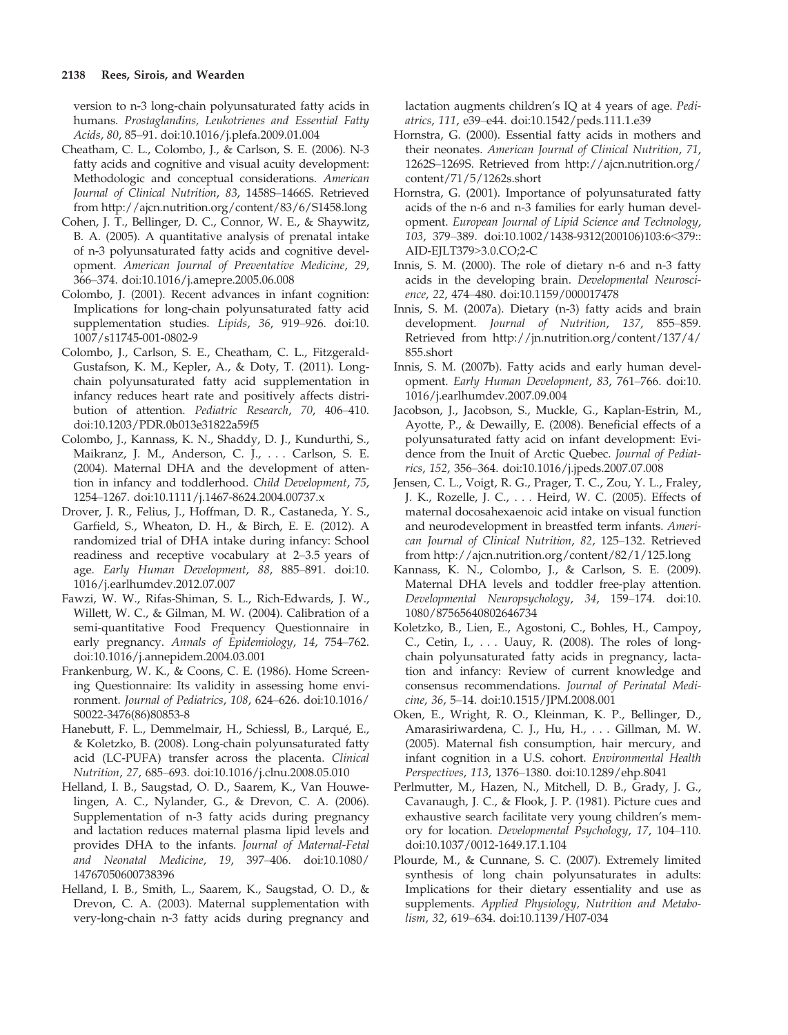version to n-3 long-chain polyunsaturated fatty acids in humans. *Prostaglandins, Leukotrienes and Essential Fatty Acids*, *80*, 85–91. doi:10.1016/j.plefa.2009.01.004

Cheatham, C. L., Colombo, J., & Carlson, S. E. (2006). N-3 fatty acids and cognitive and visual acuity development: Methodologic and conceptual considerations. *American Journal of Clinical Nutrition*, *83*, 1458S–1466S. Retrieved from http://ajcn.nutrition.org/content/83/6/S1458.long

Cohen, J. T., Bellinger, D. C., Connor, W. E., & Shaywitz, B. A. (2005). A quantitative analysis of prenatal intake of n-3 polyunsaturated fatty acids and cognitive development. *American Journal of Preventative Medicine*, *29*, 366–374. doi:10.1016/j.amepre.2005.06.008

Colombo, J. (2001). Recent advances in infant cognition: Implications for long-chain polyunsaturated fatty acid supplementation studies. *Lipids*, *36*, 919–926. doi:10.1007/s11745-001-0802-9

Colombo, J., Carlson, S. E., Cheatham, C. L., Fitzgerald-Gustafson, K. M., Kepler, A., & Doty, T. (2011). Long-chain polyunsaturated fatty acid supplementation in infancy reduces heart rate and positively affects distribution of attention. *Pediatric Research*, *70*, 406–410. doi:10.1203/PDR.0b013e31822a59f5

Colombo, J., Kannass, K. N., Shaddy, D. J., Kundurthi, S., Maikranz, J. M., Anderson, C. J., . . . Carlson, S. E. (2004). Maternal DHA and the development of attention in infancy and toddlerhood. *Child Development*, *75*, 1254–1267. doi:10.1111/j.1467-8624.2004.00737.x

Drover, J. R., Felius, J., Hoffman, D. R., Castaneda, Y. S., Garfield, S., Wheaton, D. H., & Birch, E. E. (2012). A randomized trial of DHA intake during infancy: School readiness and receptive vocabulary at 2–3.5 years of age. *Early Human Development*, *88*, 885–891. doi:10.1016/j.earlhumdev.2012.07.007

Fawzi, W. W., Rifas-Shiman, S. L., Rich-Edwards, J. W., Willett, W. C., & Gilman, M. W. (2004). Calibration of a semi-quantitative Food Frequency Questionnaire in early pregnancy. *Annals of Epidemiology*, *14*, 754–762. doi:10.1016/j.annepidem.2004.03.001

Frankenburg, W. K., & Coons, C. E. (1986). Home Screening Questionnaire: Its validity in assessing home environment. *Journal of Pediatrics*, *108*, 624–626. doi:10.1016/S0022-3476(86)80853-8

Hanebutt, F. L., Demmelmair, H., Schiessl, B., Larqué, E., & Koletzko, B. (2008). Long-chain polyunsaturated fatty acid (LC-PUFA) transfer across the placenta. *Clinical Nutrition*, *27*, 685–693. doi:10.1016/j.clnu.2008.05.010

Helland, I. B., Saugstad, O. D., Saarem, K., Van Houwelingen, A. C., Nylander, G., & Drevon, C. A. (2006). Supplementation of n-3 fatty acids during pregnancy and lactation reduces maternal plasma lipid levels and provides DHA to the infants. *Journal of Maternal-Fetal and Neonatal Medicine*, *19*, 397–406. doi:10.1080/14767050600738396

Helland, I. B., Smith, L., Saarem, K., Saugstad, O. D., & Drevon, C. A. (2003). Maternal supplementation with very-long-chain n-3 fatty acids during pregnancy and lactation augments children's IQ at 4 years of age. *Pediatrics*, *111*, e39–e44. doi:10.1542/peds.111.1.e39

Hornstra, G. (2000). Essential fatty acids in mothers and their neonates. *American Journal of Clinical Nutrition*, *71*, 1262S–1269S. Retrieved from http://ajcn.nutrition.org/content/71/5/1262s.short

Hornstra, G. (2001). Importance of polyunsaturated fatty acids of the n-6 and n-3 families for early human development. *European Journal of Lipid Science and Technology*, *103*, 379–389. doi:10.1002/1438-9312(200106)103:6<379::AID-EJLT379>3.0.CO;2-C

Innis, S. M. (2000). The role of dietary n-6 and n-3 fatty acids in the developing brain. *Developmental Neuroscience*, *22*, 474–480. doi:10.1159/000017478

Innis, S. M. (2007a). Dietary (n-3) fatty acids and brain development. *Journal of Nutrition*, *137*, 855–859. Retrieved from http://jn.nutrition.org/content/137/4/855.short

Innis, S. M. (2007b). Fatty acids and early human development. *Early Human Development*, *83*, 761–766. doi:10.1016/j.earlhumdev.2007.09.004

Jacobson, J., Jacobson, S., Muckle, G., Kaplan-Estrin, M., Ayotte, P., & Dewailly, E. (2008). Beneficial effects of a polyunsaturated fatty acid on infant development: Evidence from the Inuit of Arctic Quebec. *Journal of Pediatrics*, *152*, 356–364. doi:10.1016/j.jpeds.2007.07.008

Jensen, C. L., Voigt, R. G., Prager, T. C., Zou, Y. L., Fraley, J. K., Rozelle, J. C., . . . Heird, W. C. (2005). Effects of maternal docosahexaenoic acid intake on visual function and neurodevelopment in breastfed term infants. *American Journal of Clinical Nutrition*, *82*, 125–132. Retrieved from http://ajcn.nutrition.org/content/82/1/125.long

Kannass, K. N., Colombo, J., & Carlson, S. E. (2009). Maternal DHA levels and toddler free-play attention. *Developmental Neuropsychology*, *34*, 159–174. doi:10.1080/87565640802646734

Koletzko, B., Lien, E., Agostoni, C., Bohles, H., Campoy, C., Cetin, I., . . . Uauy, R. (2008). The roles of long-chain polyunsaturated fatty acids in pregnancy, lactation and infancy: Review of current knowledge and consensus recommendations. *Journal of Perinatal Medicine*, *36*, 5–14. doi:10.1515/JPM.2008.001

Oken, E., Wright, R. O., Kleinman, K. P., Bellinger, D., Amarasiriwardena, C. J., Hu, H., . . . Gillman, M. W. (2005). Maternal fish consumption, hair mercury, and infant cognition in a U.S. cohort. *Environmental Health Perspectives*, *113*, 1376–1380. doi:10.1289/ehp.8041

Perlmutter, M., Hazen, N., Mitchell, D. B., Grady, J. G., Cavanaugh, J. C., & Flook, J. P. (1981). Picture cues and exhaustive search facilitate very young children's memory for location. *Developmental Psychology*, *17*, 104–110. doi:10.1037/0012-1649.17.1.104

Plourde, M., & Cunnane, S. C. (2007). Extremely limited synthesis of long chain polyunsaturates in adults: Implications for their dietary essentiality and use as supplements. *Applied Physiology, Nutrition and Metabolism*, *32*, 619–634. doi:10.1139/H07-034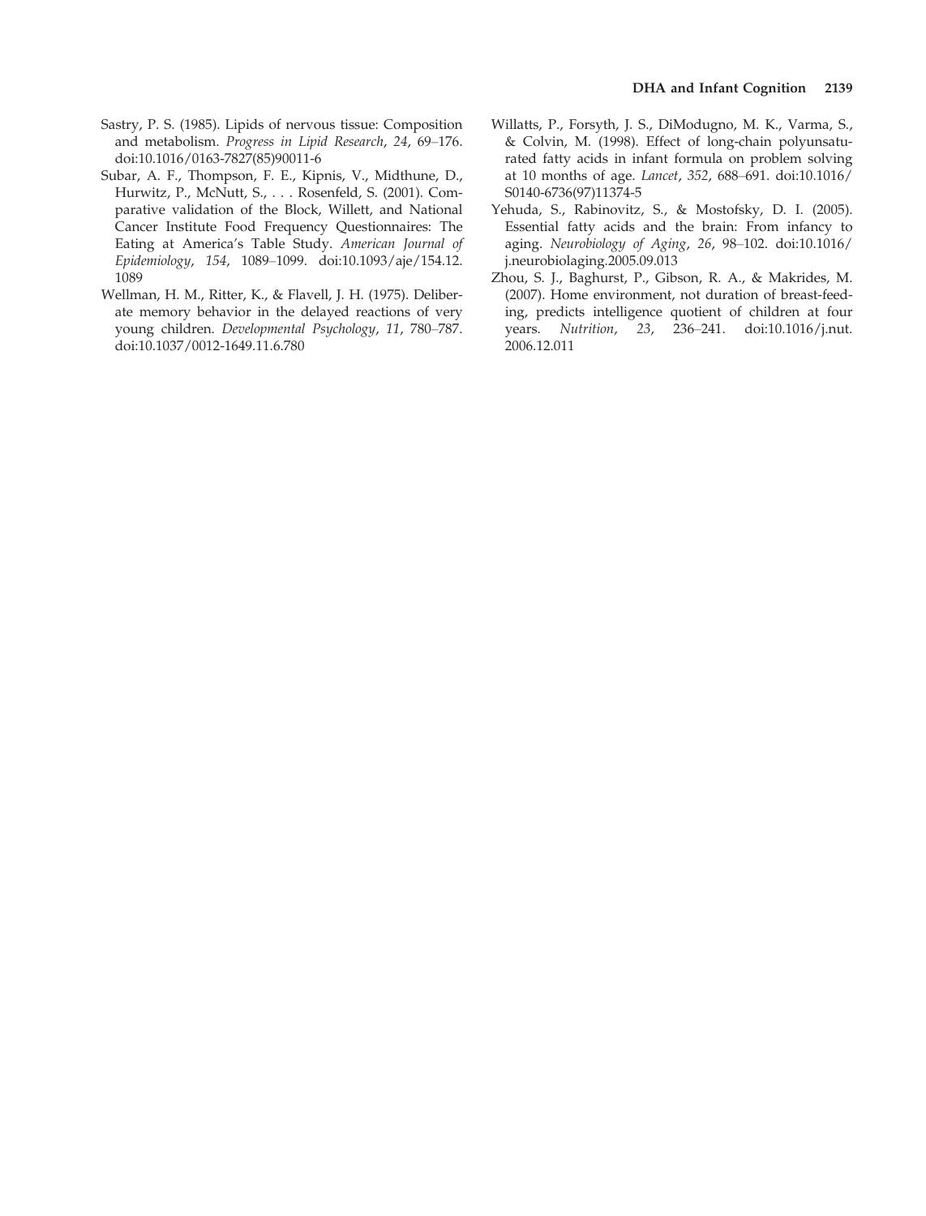Sastry, P. S. (1985). Lipids of nervous tissue: Composition and metabolism. *Progress in Lipid Research*, *24*, 69–176. doi:10.1016/0163-7827(85)90011-6

Subar, A. F., Thompson, F. E., Kipnis, V., Midthune, D., Hurwitz, P., McNutt, S., . . . Rosenfeld, S. (2001). Comparative validation of the Block, Willett, and National Cancer Institute Food Frequency Questionnaires: The Eating at America's Table Study. *American Journal of Epidemiology*, *154*, 1089–1099. doi:10.1093/aje/154.12.1089

Wellman, H. M., Ritter, K., & Flavell, J. H. (1975). Deliberate memory behavior in the delayed reactions of very young children. *Developmental Psychology*, *11*, 780–787. doi:10.1037/0012-1649.11.6.780

Willatts, P., Forsyth, J. S., DiModugno, M. K., Varma, S., & Colvin, M. (1998). Effect of long-chain polyunsaturated fatty acids in infant formula on problem solving at 10 months of age. *Lancet*, *352*, 688–691. doi:10.1016/S0140-6736(97)11374-5

Yehuda, S., Rabinovitz, S., & Mostofsky, D. I. (2005). Essential fatty acids and the brain: From infancy to aging. *Neurobiology of Aging*, *26*, 98–102. doi:10.1016/j.neurobiolaging.2005.09.013

Zhou, S. J., Baghurst, P., Gibson, R. A., & Makrides, M. (2007). Home environment, not duration of breast-feeding, predicts intelligence quotient of children at four years. *Nutrition*, *23*, 236–241. doi:10.1016/j.nut.2006.12.011